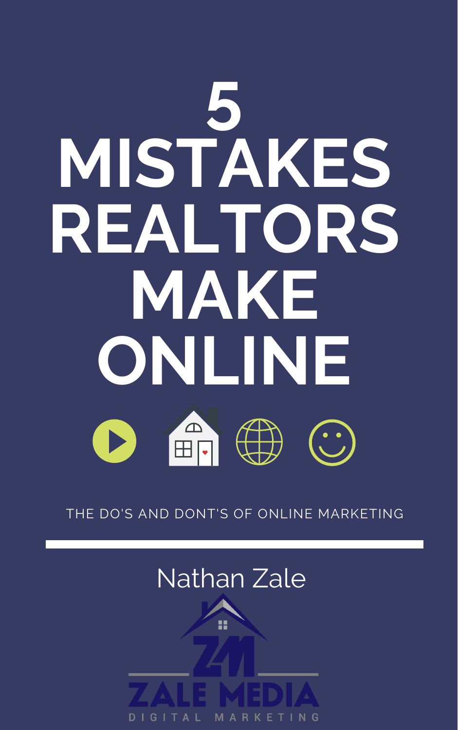# 5 MISTAKES REALTORS MAKE ONLINE

THE DO'S AND DONT'S OF ONLINE MARKETING

Nathan Zale

ZALE MEDIA

DIGITAL MARKETING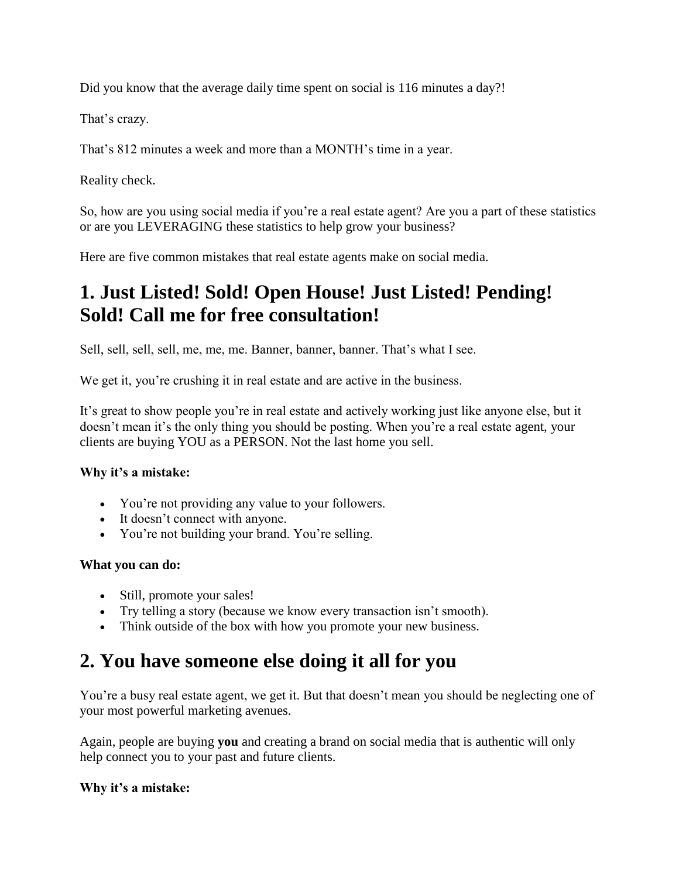Did you know that the average daily time spent on social is 116 minutes a day?!

That's crazy.

That's 812 minutes a week and more than a MONTH's time in a year.

Reality check.

So, how are you using social media if you're a real estate agent? Are you a part of these statistics or are you LEVERAGING these statistics to help grow your business?

Here are five common mistakes that real estate agents make on social media.

## 1. Just Listed! Sold! Open House! Just Listed! Pending! Sold! Call me for free consultation!

Sell, sell, sell, sell, me, me, me. Banner, banner, banner. That's what I see.

We get it, you're crushing it in real estate and are active in the business.

It's great to show people you're in real estate and actively working just like anyone else, but it doesn't mean it's the only thing you should be posting. When you're a real estate agent, your clients are buying YOU as a PERSON. Not the last home you sell.

**Why it's a mistake:**

- You're not providing any value to your followers.
- It doesn't connect with anyone.
- You're not building your brand. You're selling.

**What you can do:**

- Still, promote your sales!
- Try telling a story (because we know every transaction isn't smooth).
- Think outside of the box with how you promote your new business.

## 2. You have someone else doing it all for you

You're a busy real estate agent, we get it. But that doesn't mean you should be neglecting one of your most powerful marketing avenues.

Again, people are buying **you** and creating a brand on social media that is authentic will only help connect you to your past and future clients.

**Why it's a mistake:**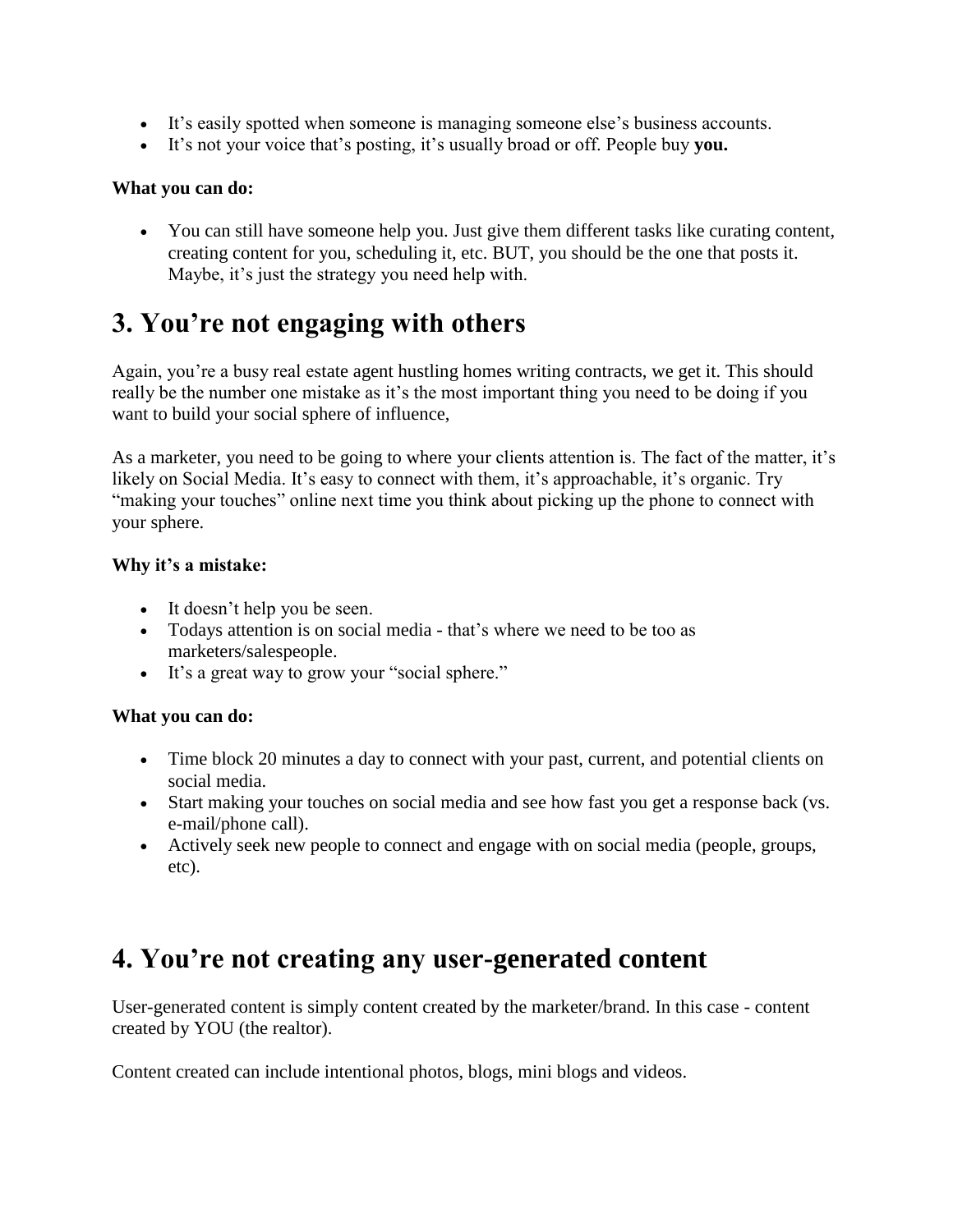- It's easily spotted when someone is managing someone else's business accounts.
- It's not your voice that's posting, it's usually broad or off. People buy **you.**

**What you can do:**

- You can still have someone help you. Just give them different tasks like curating content, creating content for you, scheduling it, etc. BUT, you should be the one that posts it. Maybe, it's just the strategy you need help with.

## 3. You're not engaging with others

Again, you're a busy real estate agent hustling homes writing contracts, we get it. This should really be the number one mistake as it's the most important thing you need to be doing if you want to build your social sphere of influence,

As a marketer, you need to be going to where your clients attention is. The fact of the matter, it's likely on Social Media. It's easy to connect with them, it's approachable, it's organic. Try "making your touches" online next time you think about picking up the phone to connect with your sphere.

**Why it's a mistake:**

- It doesn't help you be seen.
- Todays attention is on social media - that's where we need to be too as marketers/salespeople.
- It's a great way to grow your "social sphere."

**What you can do:**

- Time block 20 minutes a day to connect with your past, current, and potential clients on social media.
- Start making your touches on social media and see how fast you get a response back (vs. e-mail/phone call).
- Actively seek new people to connect and engage with on social media (people, groups, etc).

## 4. You're not creating any user-generated content

User-generated content is simply content created by the marketer/brand. In this case - content created by YOU (the realtor).

Content created can include intentional photos, blogs, mini blogs and videos.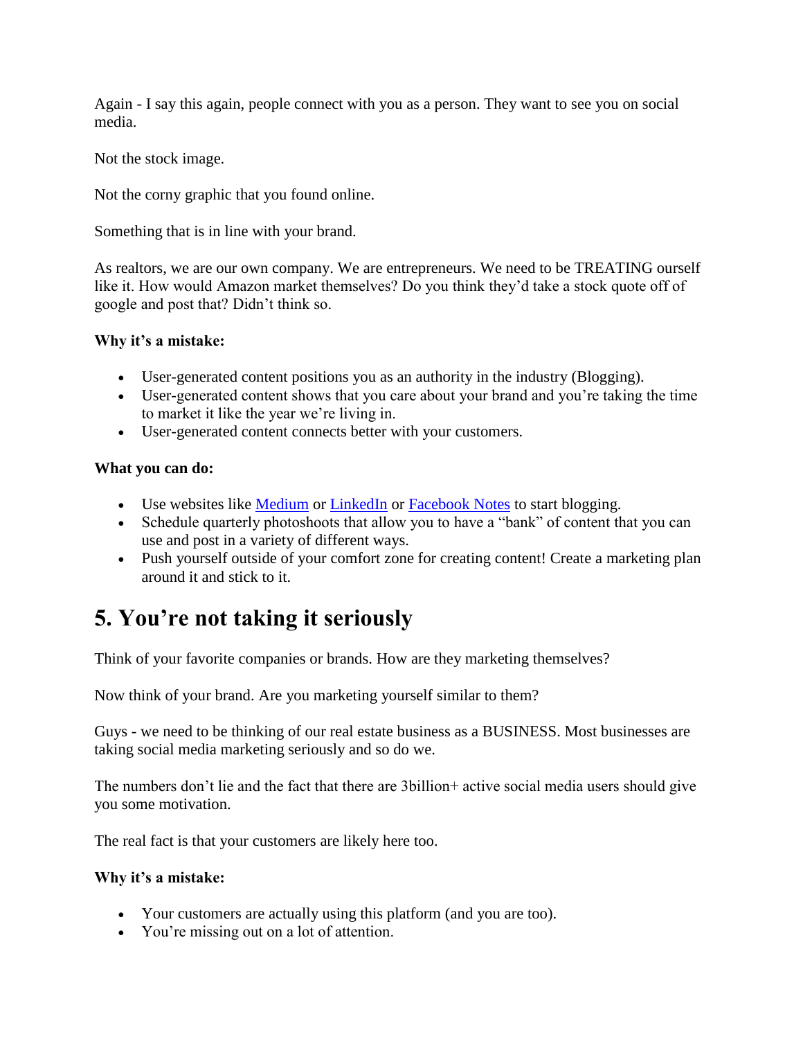Again - I say this again, people connect with you as a person. They want to see you on social media.

Not the stock image.

Not the corny graphic that you found online.

Something that is in line with your brand.

As realtors, we are our own company. We are entrepreneurs. We need to be TREATING ourself like it. How would Amazon market themselves? Do you think they'd take a stock quote off of google and post that? Didn't think so.

**Why it's a mistake:**

- User-generated content positions you as an authority in the industry (Blogging).
- User-generated content shows that you care about your brand and you're taking the time to market it like the year we're living in.
- User-generated content connects better with your customers.

**What you can do:**

- Use websites like [Medium] or [LinkedIn] or [Facebook Notes] to start blogging.
- Schedule quarterly photoshoots that allow you to have a "bank" of content that you can use and post in a variety of different ways.
- Push yourself outside of your comfort zone for creating content! Create a marketing plan around it and stick to it.

## 5. You're not taking it seriously

Think of your favorite companies or brands. How are they marketing themselves?

Now think of your brand. Are you marketing yourself similar to them?

Guys - we need to be thinking of our real estate business as a BUSINESS. Most businesses are taking social media marketing seriously and so do we.

The numbers don't lie and the fact that there are 3billion+ active social media users should give you some motivation.

The real fact is that your customers are likely here too.

**Why it's a mistake:**

- Your customers are actually using this platform (and you are too).
- You're missing out on a lot of attention.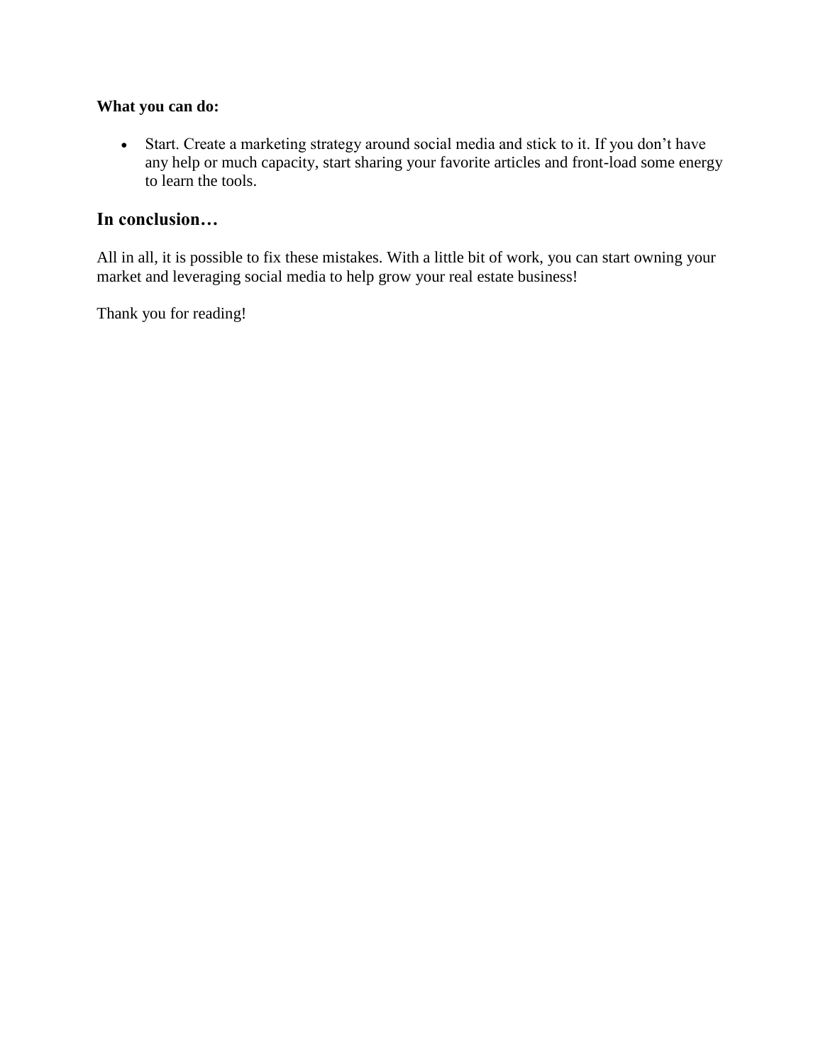**What you can do:**

- Start. Create a marketing strategy around social media and stick to it. If you don't have any help or much capacity, start sharing your favorite articles and front-load some energy to learn the tools.

## In conclusion…

All in all, it is possible to fix these mistakes. With a little bit of work, you can start owning your market and leveraging social media to help grow your real estate business!

Thank you for reading!